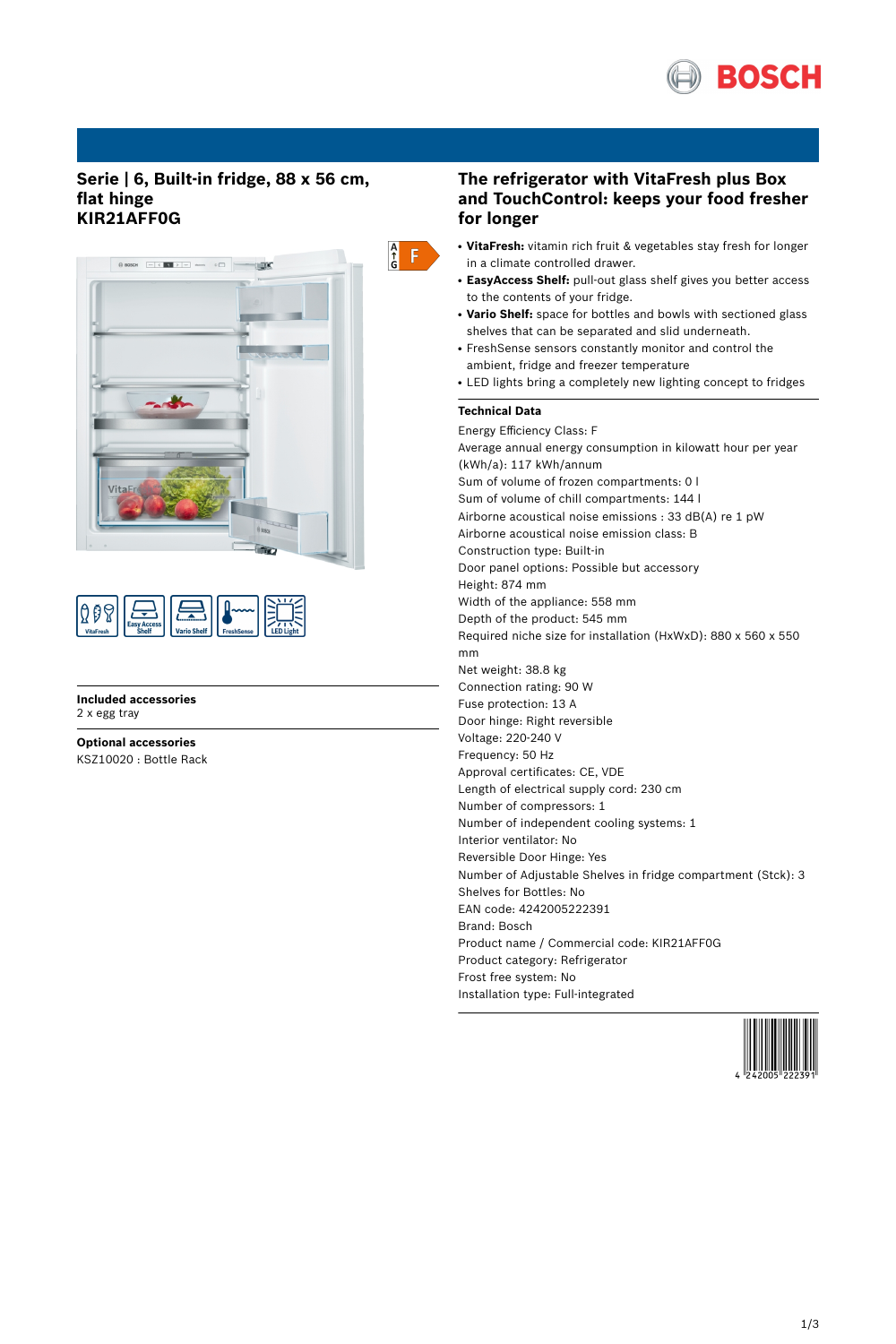# Serie | 6, Built-in fridge, 88 x 56 cm, flat hinge
# KIR21AFF0G

F

**Included accessories**
2 x egg tray

**Optional accessories**
KSZ10020 : Bottle Rack

## The refrigerator with VitaFresh plus Box and TouchControl: keeps your food fresher for longer

- **VitaFresh:** vitamin rich fruit & vegetables stay fresh for longer in a climate controlled drawer.
- **EasyAccess Shelf:** pull-out glass shelf gives you better access to the contents of your fridge.
- **Vario Shelf:** space for bottles and bowls with sectioned glass shelves that can be separated and slid underneath.
- FreshSense sensors constantly monitor and control the ambient, fridge and freezer temperature
- LED lights bring a completely new lighting concept to fridges

**Technical Data**

Energy Efficiency Class: F
Average annual energy consumption in kilowatt hour per year (kWh/a): 117 kWh/annum
Sum of volume of frozen compartments: 0 l
Sum of volume of chill compartments: 144 l
Airborne acoustical noise emissions : 33 dB(A) re 1 pW
Airborne acoustical noise emission class: B
Construction type: Built-in
Door panel options: Possible but accessory
Height: 874 mm
Width of the appliance: 558 mm
Depth of the product: 545 mm
Required niche size for installation (HxWxD): 880 x 560 x 550 mm
Net weight: 38.8 kg
Connection rating: 90 W
Fuse protection: 13 A
Door hinge: Right reversible
Voltage: 220-240 V
Frequency: 50 Hz
Approval certificates: CE, VDE
Length of electrical supply cord: 230 cm
Number of compressors: 1
Number of independent cooling systems: 1
Interior ventilator: No
Reversible Door Hinge: Yes
Number of Adjustable Shelves in fridge compartment (Stck): 3
Shelves for Bottles: No
EAN code: 4242005222391
Brand: Bosch
Product name / Commercial code: KIR21AFF0G
Product category: Refrigerator
Frost free system: No
Installation type: Full-integrated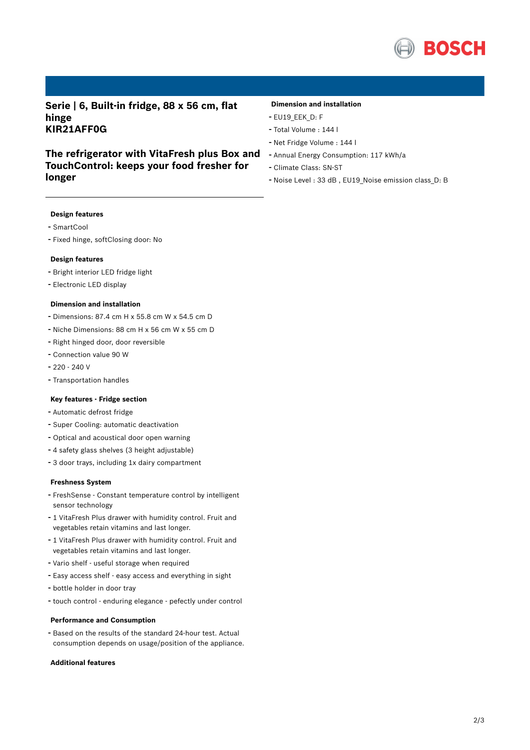# Serie | 6, Built-in fridge, 88 x 56 cm, flat hinge
# KIR21AFF0G

## The refrigerator with VitaFresh plus Box and TouchControl: keeps your food fresher for longer

### Dimension and installation

- EU19_EEK_D: F
- Total Volume : 144 l
- Net Fridge Volume : 144 l
- Annual Energy Consumption: 117 kWh/a
- Climate Class: SN-ST
- Noise Level : 33 dB , EU19_Noise emission class_D: B

### Design features

- SmartCool
- Fixed hinge, softClosing door: No

### Design features

- Bright interior LED fridge light
- Electronic LED display

### Dimension and installation

- Dimensions: 87.4 cm H x 55.8 cm W x 54.5 cm D
- Niche Dimensions: 88 cm H x 56 cm W x 55 cm D
- Right hinged door, door reversible
- Connection value 90 W
- 220 - 240 V
- Transportation handles

### Key features - Fridge section

- Automatic defrost fridge
- Super Cooling: automatic deactivation
- Optical and acoustical door open warning
- 4 safety glass shelves (3 height adjustable)
- 3 door trays, including 1x dairy compartment

### Freshness System

- FreshSense - Constant temperature control by intelligent sensor technology
- 1 VitaFresh Plus drawer with humidity control. Fruit and vegetables retain vitamins and last longer.
- 1 VitaFresh Plus drawer with humidity control. Fruit and vegetables retain vitamins and last longer.
- Vario shelf - useful storage when required
- Easy access shelf - easy access and everything in sight
- bottle holder in door tray
- touch control - enduring elegance - pefectly under control

### Performance and Consumption

- Based on the results of the standard 24-hour test. Actual consumption depends on usage/position of the appliance.

### Additional features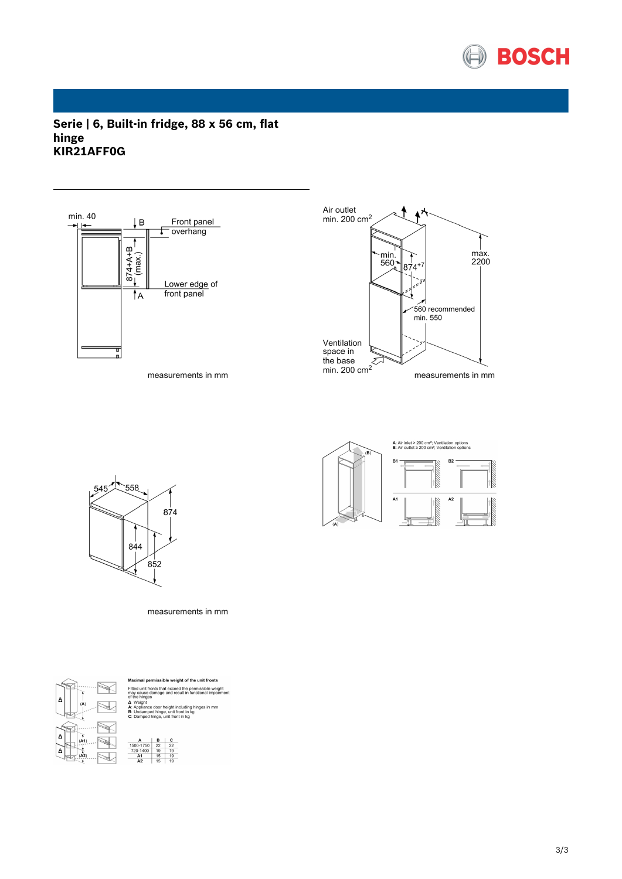# Serie | 6, Built-in fridge, 88 x 56 cm, flat hinge
# KIR21AFF0G

min. 40

B

Front panel overhang

874+A+B (max.)

Lower edge of front panel

A

measurements in mm

Air outlet min. 200 cm²

min. 560

874+7

max. 2200

560 recommended min. 550

Ventilation space in the base min. 200 cm²

measurements in mm

545

558

874

844

852

measurements in mm

A: Air inlet ≥ 200 cm²; Ventilation options
B: Air outlet ≥ 200 cm²; Ventilation options

B1 B2 A1 A2

**Maximal permissible weight of the unit fronts**

Fitted unit fronts that exceed the permissible weight may cause damage and result in functional impairment of the hinges

Weight
A: Appliance door height including hinges in mm
B: Undamped hinge, unit front in kg
C: Damped hinge, unit front in kg

| A | B | C |
|---|---|---|
| 1500-1750 | 22 | 22 |
| 720-1400 | 19 | 19 |
| A1 | 15 | 19 |
| A2 | 15 | 19 |